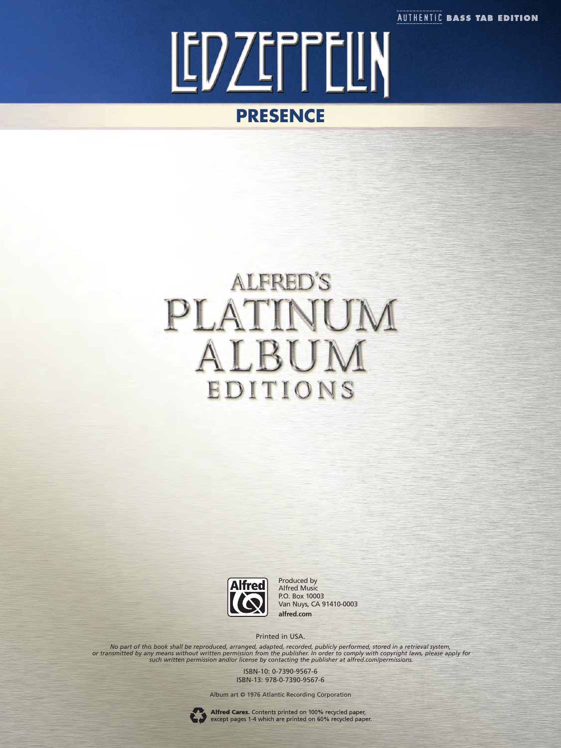AUTHENTIC **BASS TAB EDITION**

# LED ZEPPELIN

## PRESENCE

ALFRED'S
PLATINUM
ALBUM
EDITIONS

Alfred

Produced by
Alfred Music
P.O. Box 10003
Van Nuys, CA 91410-0003
**alfred.com**

Printed in USA.

*No part of this book shall be reproduced, arranged, adapted, recorded, publicly performed, stored in a retrieval system, or transmitted by any means without written permission from the publisher. In order to comply with copyright laws, please apply for such written permission and/or license by contacting the publisher at alfred.com/permissions.*

ISBN-10: 0-7390-9567-6
ISBN-13: 978-0-7390-9567-6

Album art © 1976 Atlantic Recording Corporation

**Alfred Cares.** Contents printed on 100% recycled paper, except pages 1-4 which are printed on 60% recycled paper.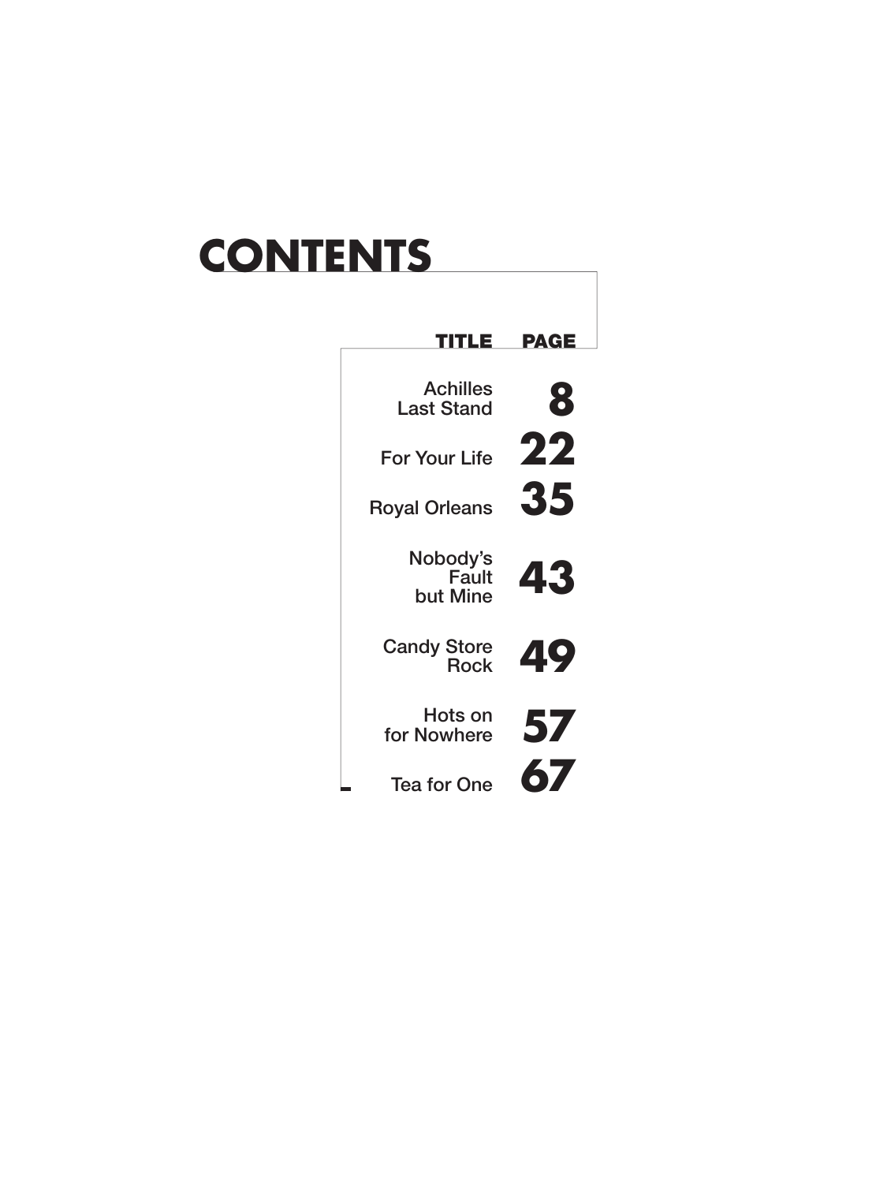# CONTENTS

| TITLE | PAGE |
| --- | --- |
| Achilles Last Stand | 8 |
| For Your Life | 22 |
| Royal Orleans | 35 |
| Nobody's Fault but Mine | 43 |
| Candy Store Rock | 49 |
| Hots on for Nowhere | 57 |
| Tea for One | 67 |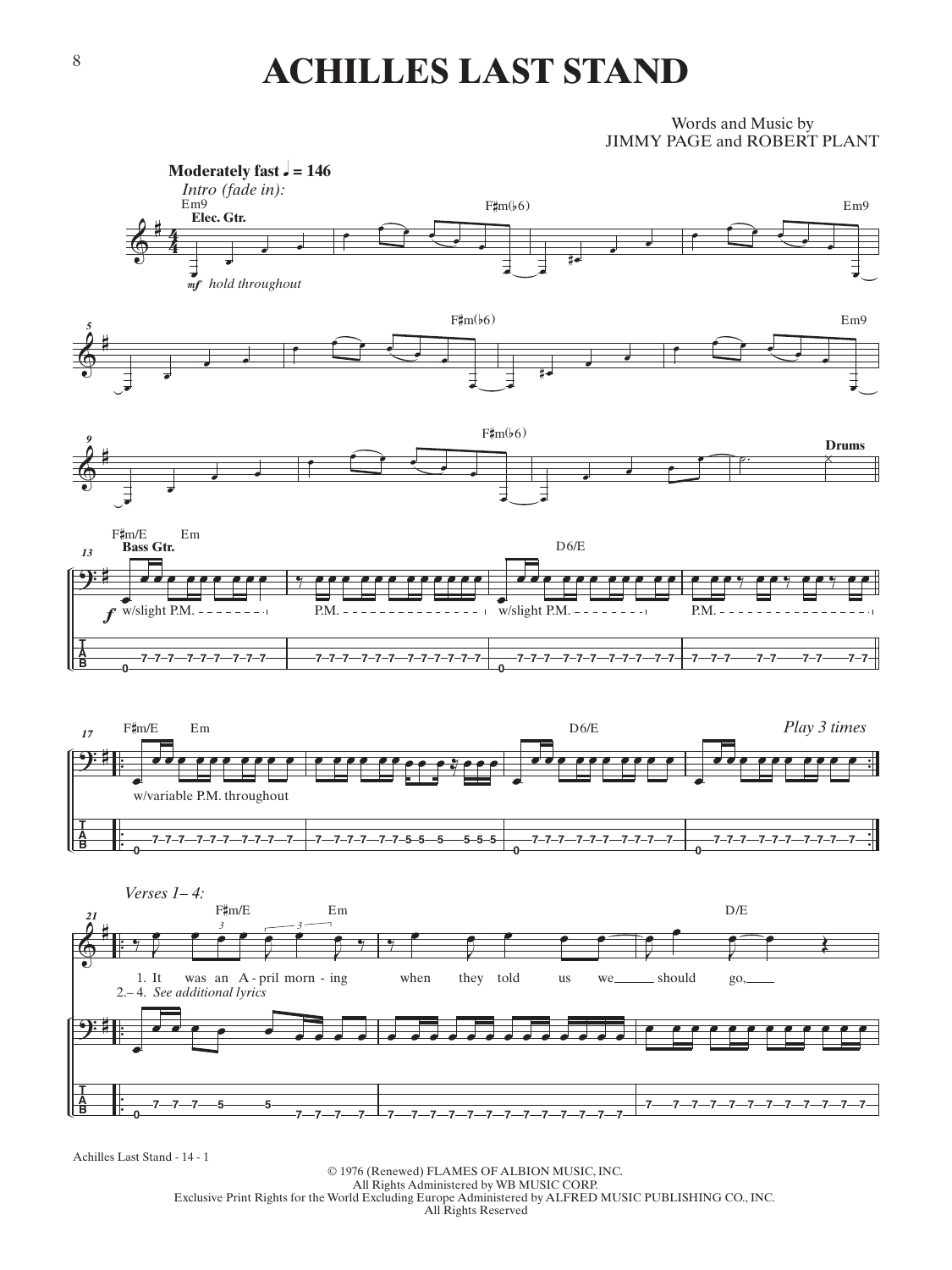# ACHILLES LAST STAND

Words and Music by
JIMMY PAGE and ROBERT PLANT

**Moderately fast ♩ = 146**

*Intro (fade in):*

Em9 — F♯m(♭6) — Em9

**Elec. Gtr.**

*mf hold throughout*

F♯m(♭6) — Em9

F♯m(♭6) — **Drums**

F♯/E — Em — D6/E

**Bass Gtr.**

*f* w/slight P.M. — P.M. — w/slight P.M. — P.M.

F♯m/E — Em — D6/E — *Play 3 times*

w/variable P.M. throughout

*Verses 1– 4:*

F♯m/E — Em — D/E

1. It was an A - pril morn - ing when they told us we should go,
2.– 4. *See additional lyrics*

Achilles Last Stand - 14 - 1

© 1976 (Renewed) FLAMES OF ALBION MUSIC, INC.
All Rights Administered by WB MUSIC CORP.
Exclusive Print Rights for the World Excluding Europe Administered by ALFRED MUSIC PUBLISHING CO., INC.
All Rights Reserved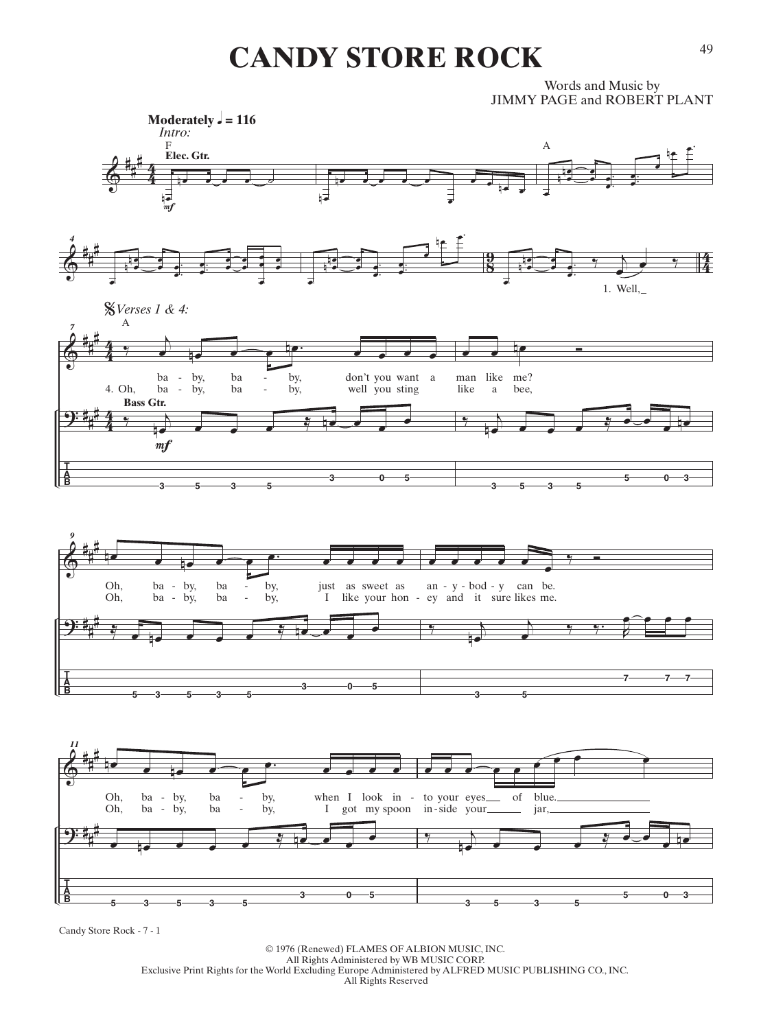# CANDY STORE ROCK

Words and Music by
JIMMY PAGE and ROBERT PLANT

Moderately ♩ = 116

*Intro:*

F

Elec. Gtr.

A

1. Well,

*Verses 1 & 4:*

A

baby, baby, don't you want a man like me?
4. Oh, baby, baby, well you sting like a bee,

Bass Gtr.

Oh, baby, baby, just as sweet as any-body-y can be.
Oh, baby, baby, I like your hon-ey and it sure likes me.

Oh, baby, baby, when I look in-to your eyes of blue.
Oh, baby, baby, I got my spoon in-side your jar,

Candy Store Rock - 7 - 1

© 1976 (Renewed) FLAMES OF ALBION MUSIC, INC.
All Rights Administered by WB MUSIC CORP.
Exclusive Print Rights for the World Excluding Europe Administered by ALFRED MUSIC PUBLISHING CO., INC.
All Rights Reserved